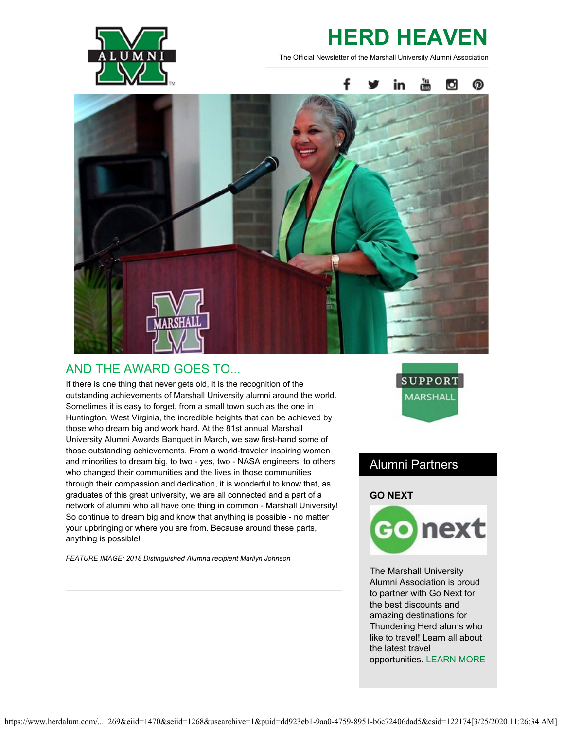# HERD HEAVEN

The Official Newsletter of the Marshall University Alumni Association

## AND THE AWARD GOES TO...

If there is one thing that never gets old, it is the recognition of the outstanding achievements of Marshall University alumni around the world. Sometimes it is easy to forget, from a small town such as the one in Huntington, West Virginia, the incredible heights that can be achieved by those who dream big and work hard. At the 81st annual Marshall University Alumni Awards Banquet in March, we saw first-hand some of those outstanding achievements. From a world-traveler inspiring women and minorities to dream big, to two - yes, two - NASA engineers, to others who changed their communities and the lives in those communities through their compassion and dedication, it is wonderful to know that, as graduates of this great university, we are all connected and a part of a network of alumni who all have one thing in common - Marshall University! So continue to dream big and know that anything is possible - no matter your upbringing or where you are from. Because around these parts, anything is possible!

*FEATURE IMAGE: 2018 Distinguished Alumna recipient Marilyn Johnson*

SUPPORT MARSHALL

## Alumni Partners

**GO NEXT**

The Marshall University Alumni Association is proud to partner with Go Next for the best discounts and amazing destinations for Thundering Herd alums who like to travel! Learn all about the latest travel opportunities. LEARN MORE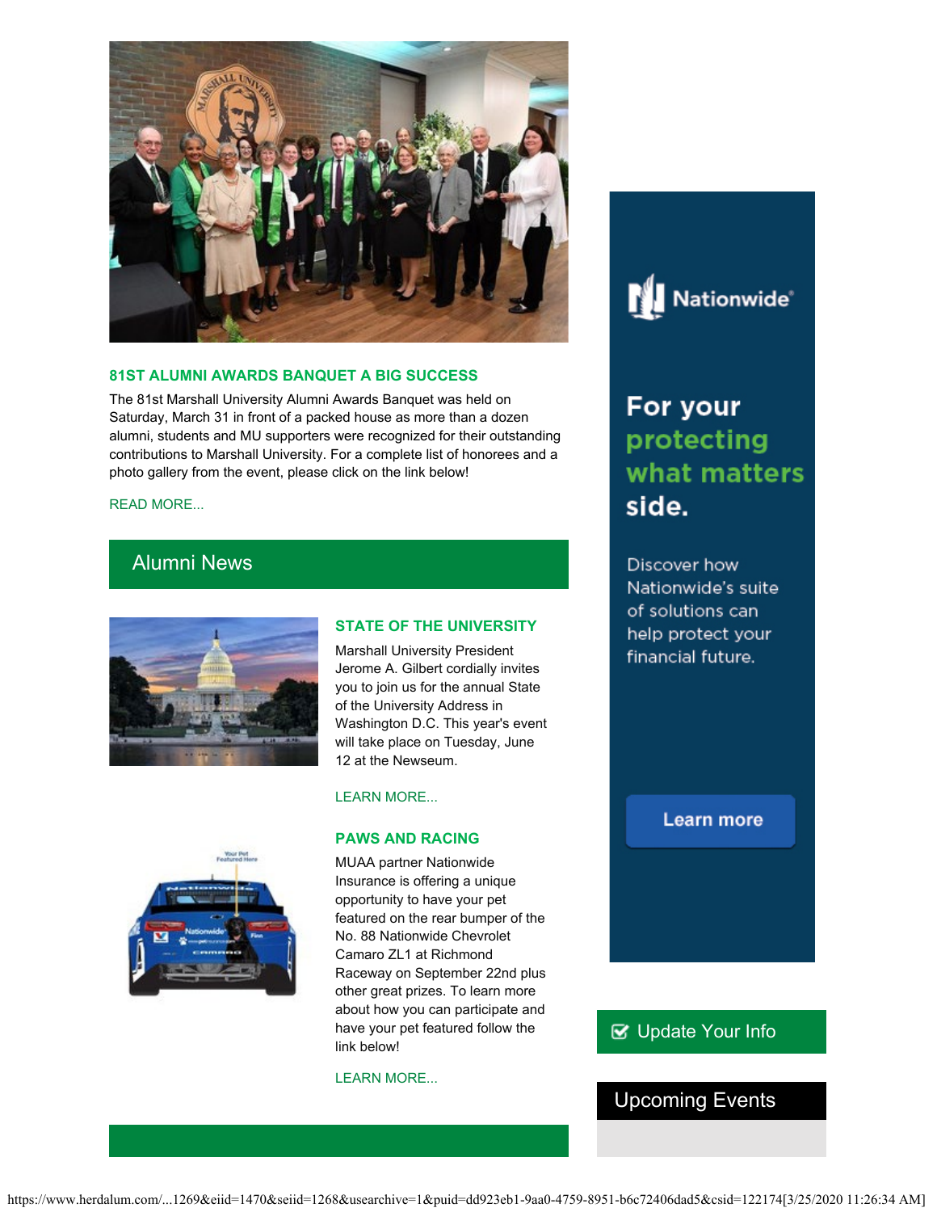### 81ST ALUMNI AWARDS BANQUET A BIG SUCCESS

The 81st Marshall University Alumni Awards Banquet was held on Saturday, March 31 in front of a packed house as more than a dozen alumni, students and MU supporters were recognized for their outstanding contributions to Marshall University. For a complete list of honorees and a photo gallery from the event, please click on the link below!

READ MORE...

## Alumni News

### STATE OF THE UNIVERSITY

Marshall University President Jerome A. Gilbert cordially invites you to join us for the annual State of the University Address in Washington D.C. This year's event will take place on Tuesday, June 12 at the Newseum.

LEARN MORE...

### PAWS AND RACING

MUAA partner Nationwide Insurance is offering a unique opportunity to have your pet featured on the rear bumper of the No. 88 Nationwide Chevrolet Camaro ZL1 at Richmond Raceway on September 22nd plus other great prizes. To learn more about how you can participate and have your pet featured follow the link below!

LEARN MORE...

Nationwide

For your **protecting what matters** side.

Discover how Nationwide's suite of solutions can help protect your financial future.

Learn more

Update Your Info

## Upcoming Events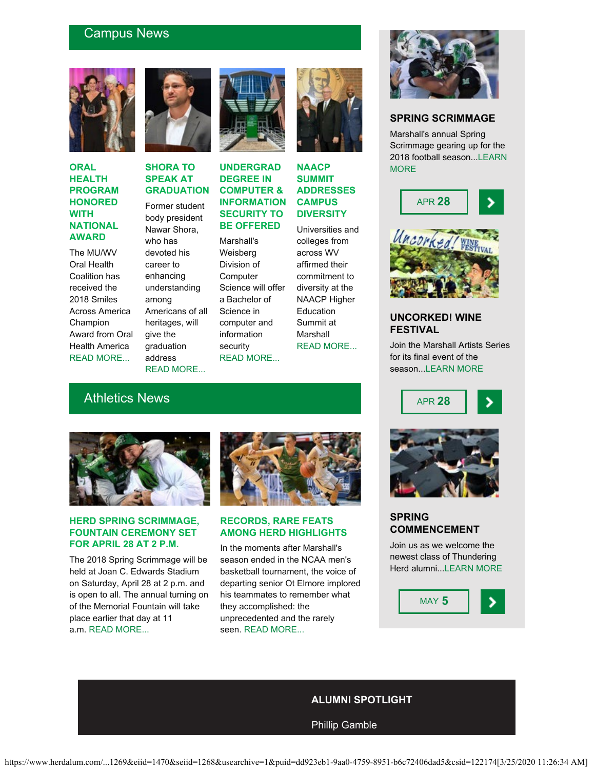## Campus News

### ORAL HEALTH PROGRAM HONORED WITH NATIONAL AWARD

The MU/WV Oral Health Coalition has received the 2018 Smiles Across America Champion Award from Oral Health America READ MORE...

### SHORA TO SPEAK AT GRADUATION

Former student body president Nawar Shora, who has devoted his career to enhancing understanding among Americans of all heritages, will give the graduation address READ MORE...

### UNDERGRAD DEGREE IN COMPUTER & INFORMATION SECURITY TO BE OFFERED

Marshall's Weisberg Division of Computer Science will offer a Bachelor of Science in computer and information security READ MORE...

### NAACP SUMMIT ADDRESSES CAMPUS DIVERSITY

Universities and colleges from across WV affirmed their commitment to diversity at the NAACP Higher Education Summit at Marshall READ MORE...

## Athletics News

### HERD SPRING SCRIMMAGE, FOUNTAIN CEREMONY SET FOR APRIL 28 AT 2 P.M.

The 2018 Spring Scrimmage will be held at Joan C. Edwards Stadium on Saturday, April 28 at 2 p.m. and is open to all. The annual turning on of the Memorial Fountain will take place earlier that day at 11 a.m. READ MORE...

### RECORDS, RARE FEATS AMONG HERD HIGHLIGHTS

In the moments after Marshall's season ended in the NCAA men's basketball tournament, the voice of departing senior Ot Elmore implored his teammates to remember what they accomplished: the unprecedented and the rarely seen. READ MORE...

### SPRING SCRIMMAGE

Marshall's annual Spring Scrimmage gearing up for the 2018 football season...LEARN MORE

APR **28**

### UNCORKED! WINE FESTIVAL

Join the Marshall Artists Series for its final event of the season...LEARN MORE

APR **28**

### SPRING COMMENCEMENT

Join us as we welcome the newest class of Thundering Herd alumni...LEARN MORE

MAY **5**

## ALUMNI SPOTLIGHT

Phillip Gamble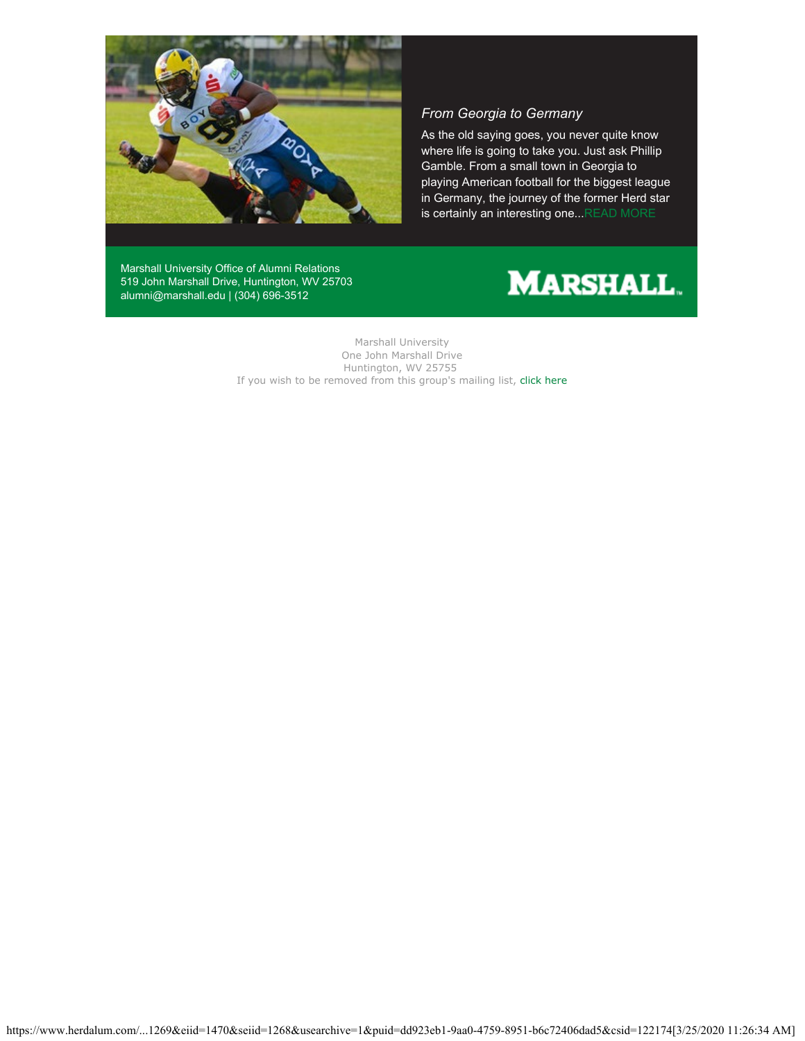*From Georgia to Germany*

As the old saying goes, you never quite know where life is going to take you. Just ask Phillip Gamble. From a small town in Georgia to playing American football for the biggest league in Germany, the journey of the former Herd star is certainly an interesting one...READ MORE

Marshall University Office of Alumni Relations
519 John Marshall Drive, Huntington, WV 25703
alumni@marshall.edu | (304) 696-3512

MARSHALL

Marshall University
One John Marshall Drive
Huntington, WV 25755
If you wish to be removed from this group's mailing list, click here